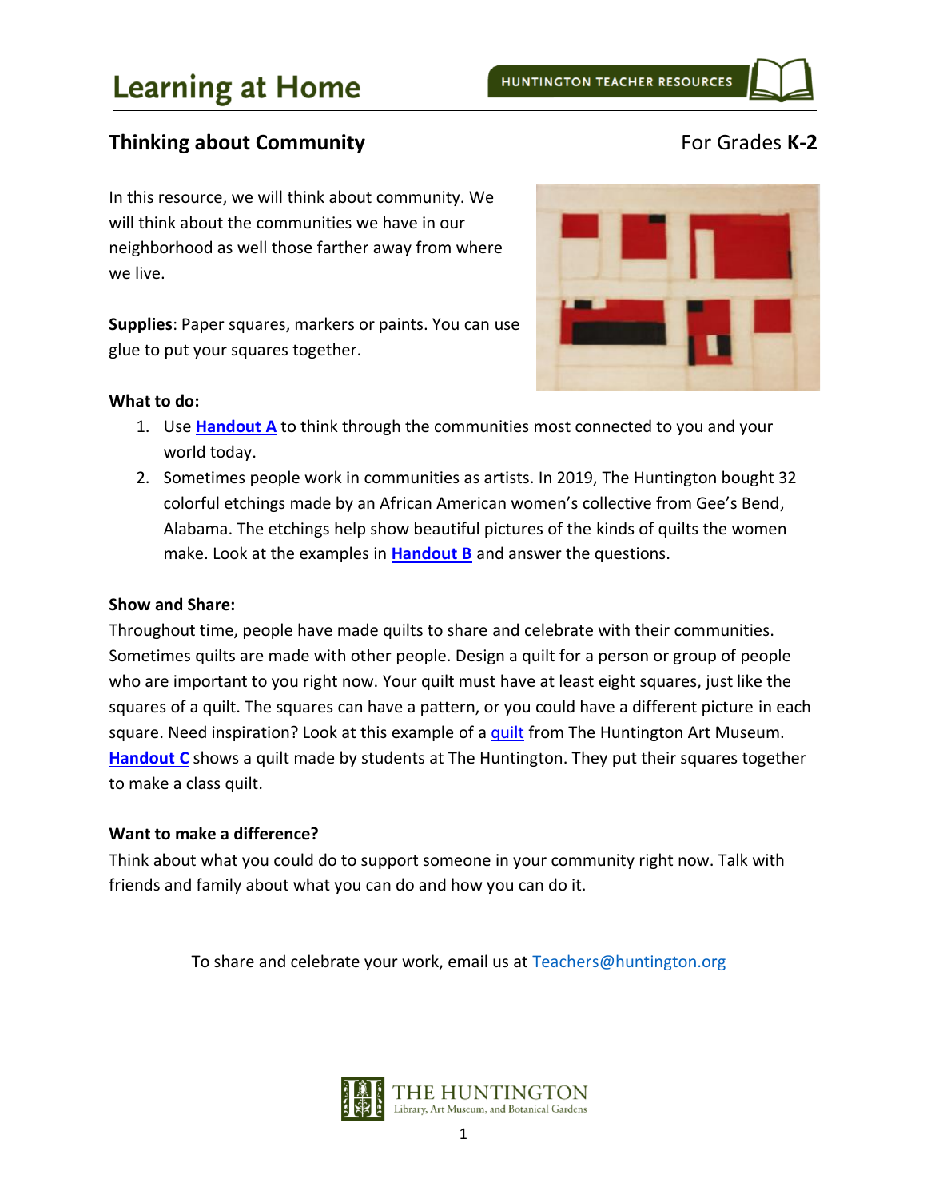# Learning at Home

HUNTINGTON TEACHER RESOURCES

## Thinking about Community

For Grades **K-2**

In this resource, we will think about community. We will think about the communities we have in our neighborhood as well those farther away from where we live.

**Supplies**: Paper squares, markers or paints. You can use glue to put your squares together.

**What to do:**

1. Use **Handout A** to think through the communities most connected to you and your world today.
2. Sometimes people work in communities as artists. In 2019, The Huntington bought 32 colorful etchings made by an African American women's collective from Gee's Bend, Alabama. The etchings help show beautiful pictures of the kinds of quilts the women make. Look at the examples in **Handout B** and answer the questions.

**Show and Share:**

Throughout time, people have made quilts to share and celebrate with their communities. Sometimes quilts are made with other people. Design a quilt for a person or group of people who are important to you right now. Your quilt must have at least eight squares, just like the squares of a quilt. The squares can have a pattern, or you could have a different picture in each square. Need inspiration? Look at this example of a quilt from The Huntington Art Museum. **Handout C** shows a quilt made by students at The Huntington. They put their squares together to make a class quilt.

**Want to make a difference?**

Think about what you could do to support someone in your community right now. Talk with friends and family about what you can do and how you can do it.

To share and celebrate your work, email us at Teachers@huntington.org

THE HUNTINGTON
Library, Art Museum, and Botanical Gardens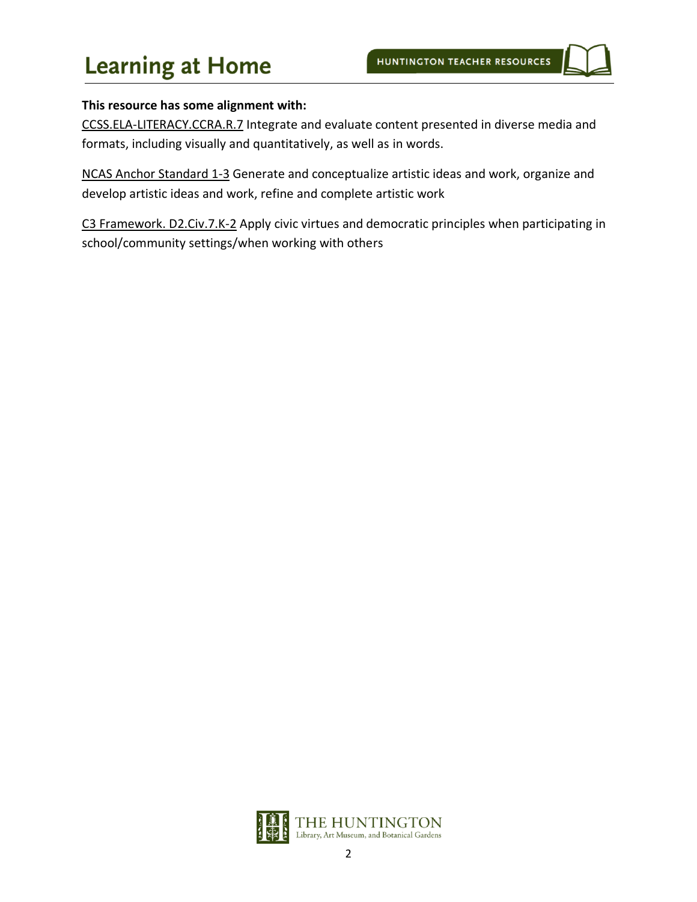**This resource has some alignment with:**

CCSS.ELA-LITERACY.CCRA.R.7 Integrate and evaluate content presented in diverse media and formats, including visually and quantitatively, as well as in words.

NCAS Anchor Standard 1-3 Generate and conceptualize artistic ideas and work, organize and develop artistic ideas and work, refine and complete artistic work

C3 Framework. D2.Civ.7.K-2 Apply civic virtues and democratic principles when participating in school/community settings/when working with others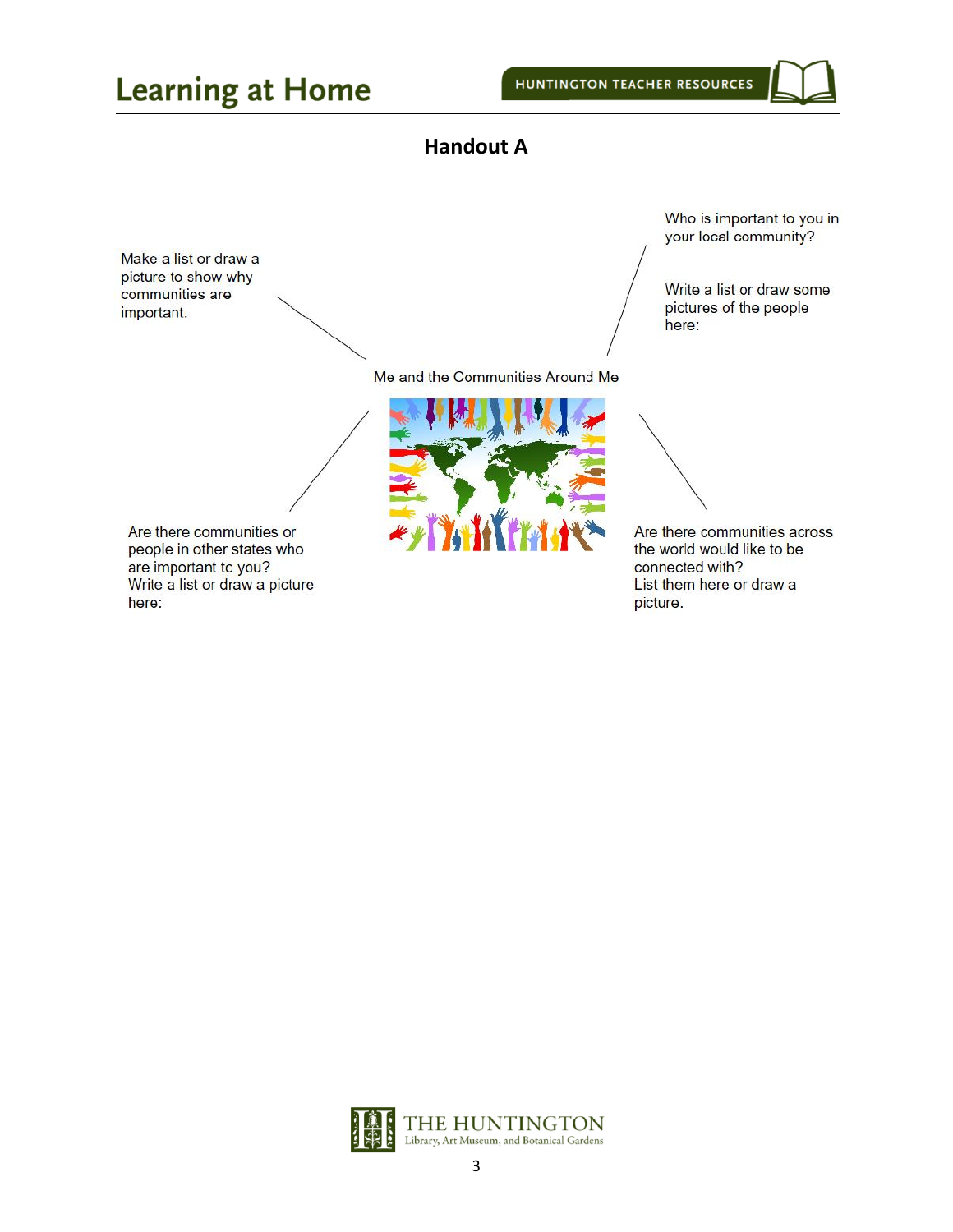## Handout A

Make a list or draw a picture to show why communities are important.

Who is important to you in your local community?

Write a list or draw some pictures of the people here:

Me and the Communities Around Me

Are there communities or people in other states who are important to you?
Write a list or draw a picture here:

Are there communities across the world would like to be connected with?
List them here or draw a picture.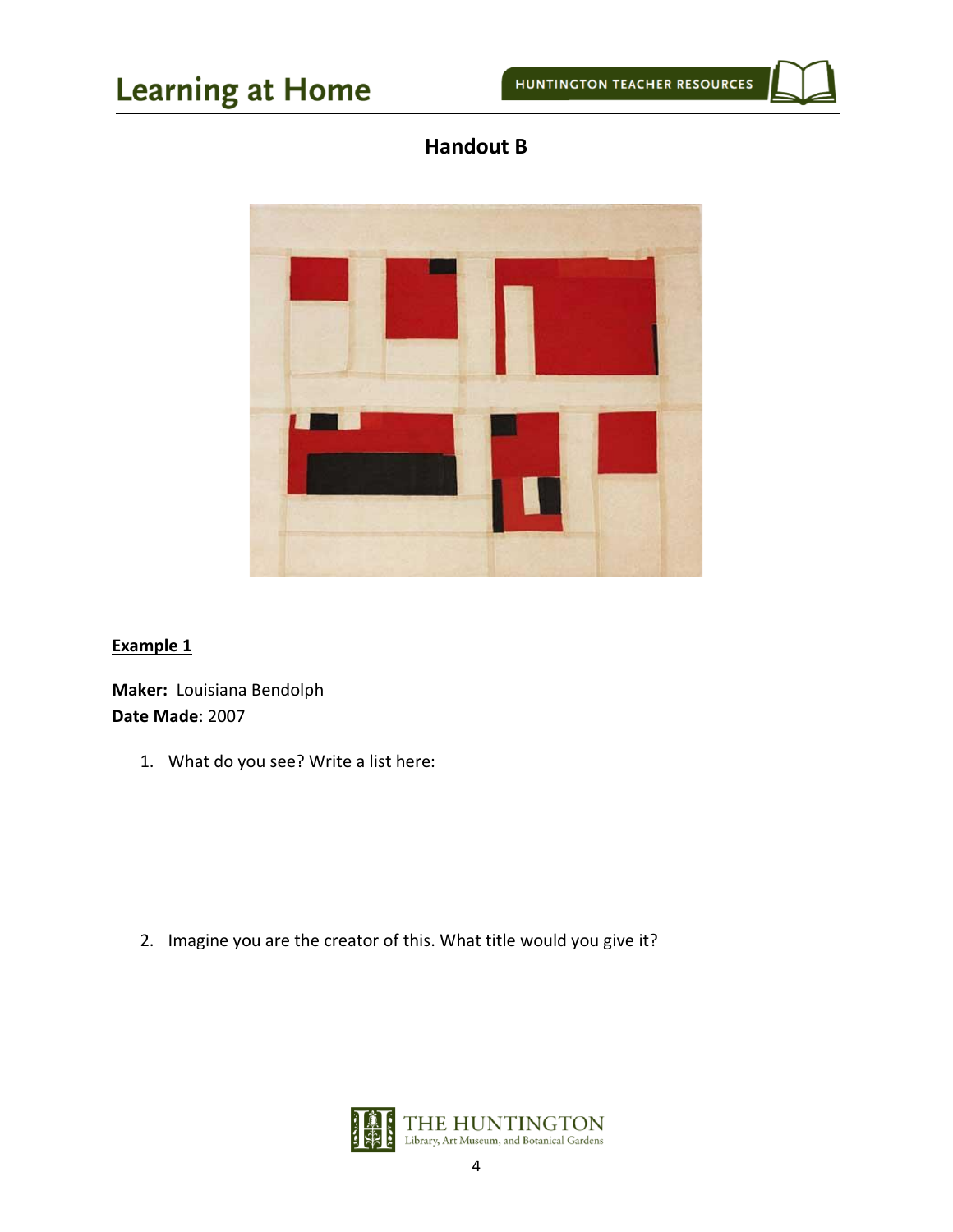## Handout B

**Example 1**

**Maker:** Louisiana Bendolph
**Date Made**: 2007

1. What do you see? Write a list here:

2. Imagine you are the creator of this. What title would you give it?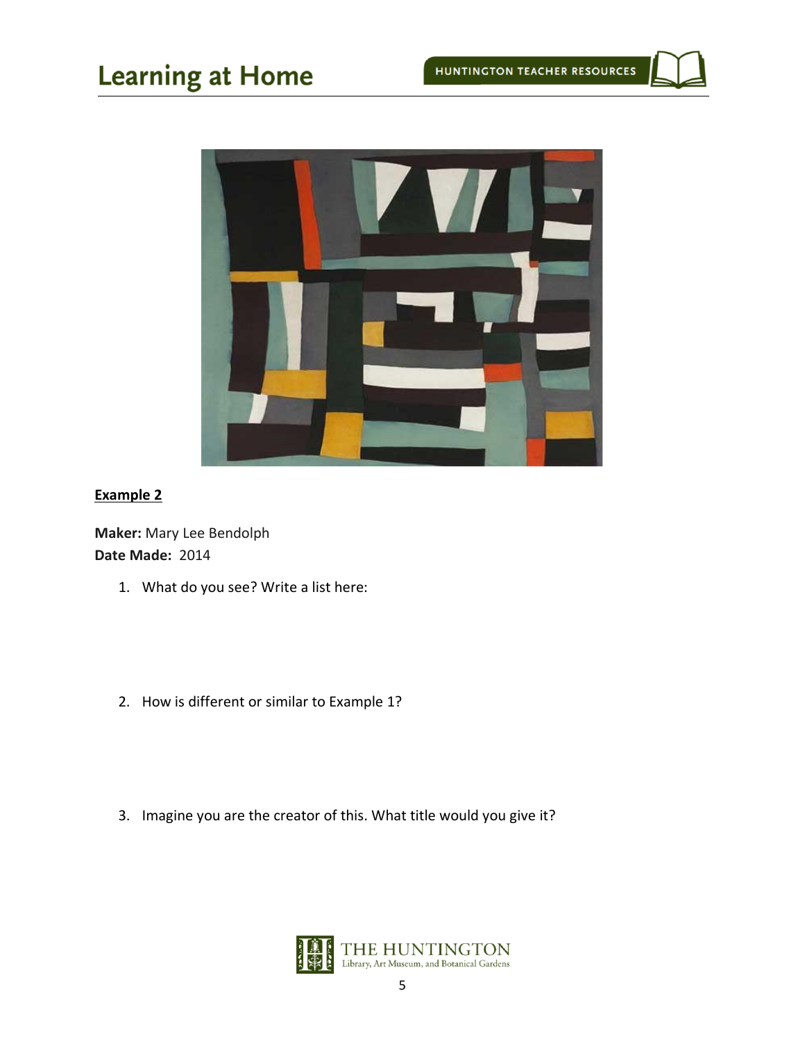**Example 2**

**Maker:** Mary Lee Bendolph
**Date Made:** 2014

1. What do you see? Write a list here:

2. How is different or similar to Example 1?

3. Imagine you are the creator of this. What title would you give it?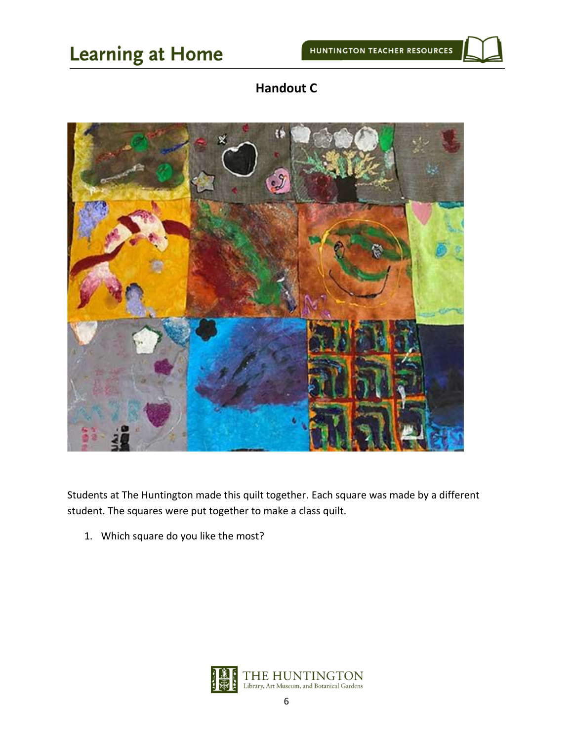## Handout C

Students at The Huntington made this quilt together. Each square was made by a different student. The squares were put together to make a class quilt.

1. Which square do you like the most?